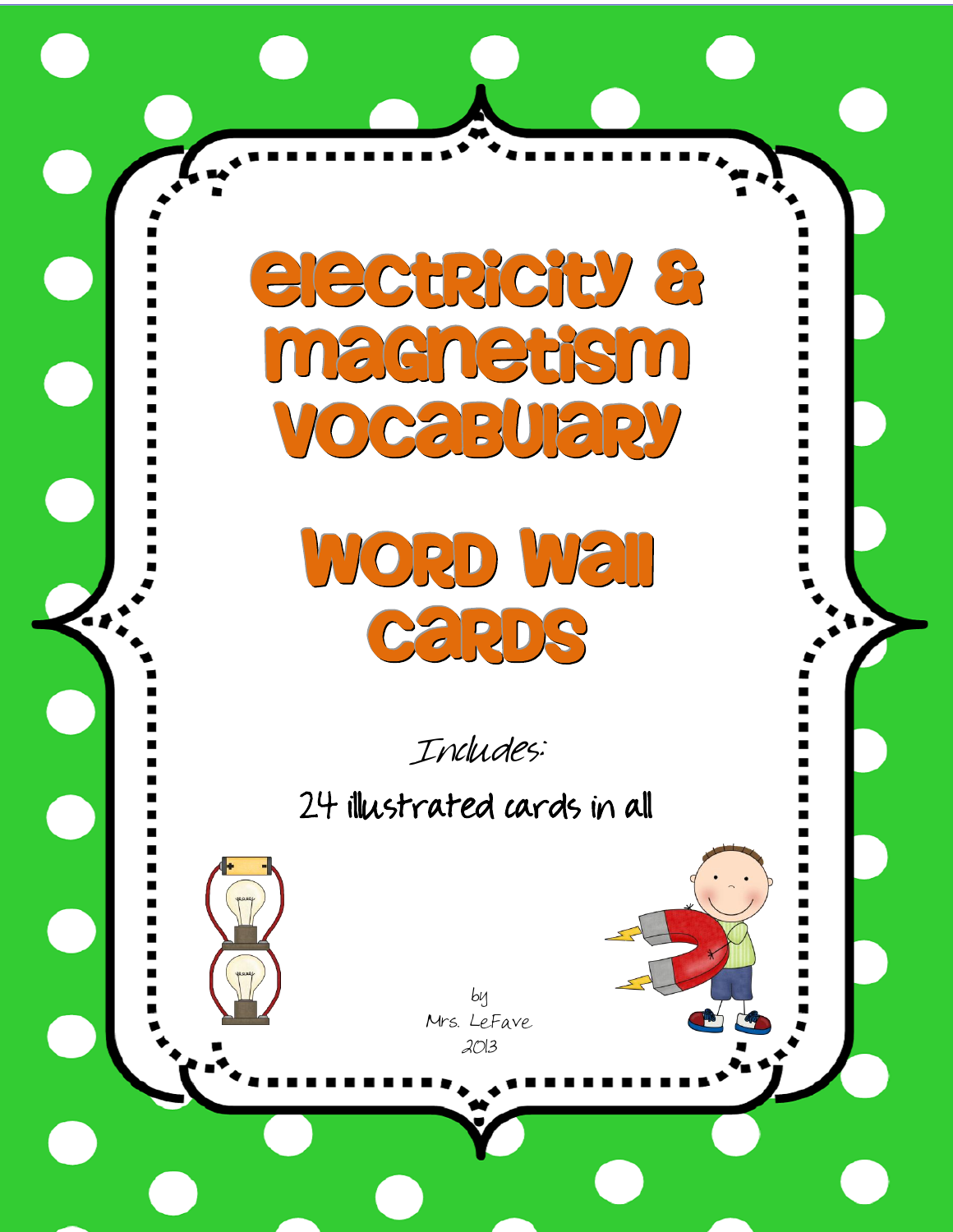# Electricity & Magnetism Vocabulary

# Word Wall Cards

*Includes:*

24 illustrated cards in all

by
Mrs. LeFave
2013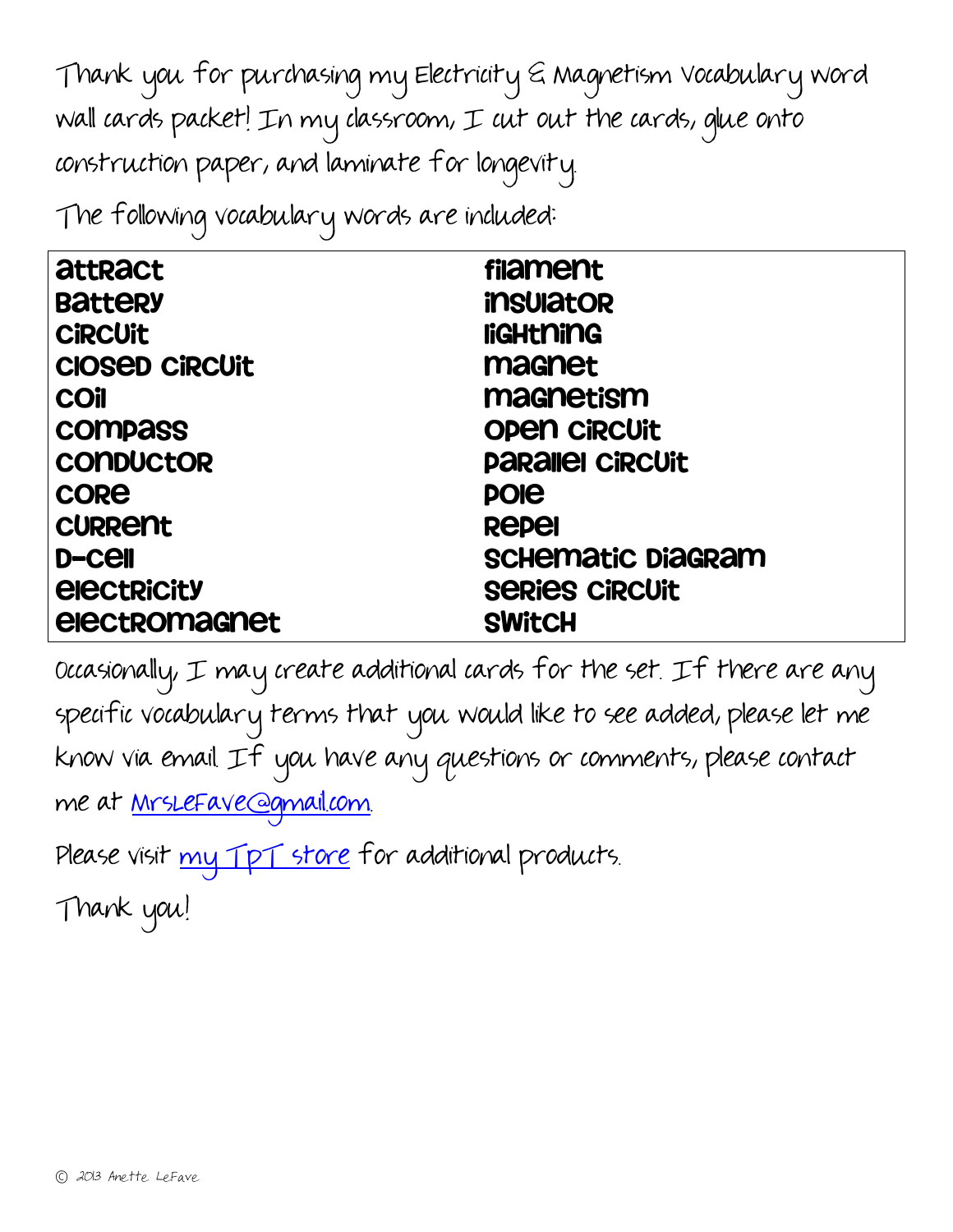Thank you for purchasing my Electricity & Magnetism Vocabulary word wall cards packet! In my classroom, I cut out the cards, glue onto construction paper, and laminate for longevity.

The following vocabulary words are included:

| | |
|---|---|
| attract | filament |
| battery | insulator |
| circuit | lightning |
| closed circuit | magnet |
| coil | magnetism |
| compass | open circuit |
| conductor | parallel circuit |
| core | pole |
| current | repel |
| D-cell | schematic diagram |
| electricity | series circuit |
| electromagnet | switch |

Occasionally, I may create additional cards for the set. If there are any specific vocabulary terms that you would like to see added, please let me know via email. If you have any questions or comments, please contact me at MrsLeFave@gmail.com.

Please visit my TPT store for additional products.

Thank you!

© 2013 Anette LeFave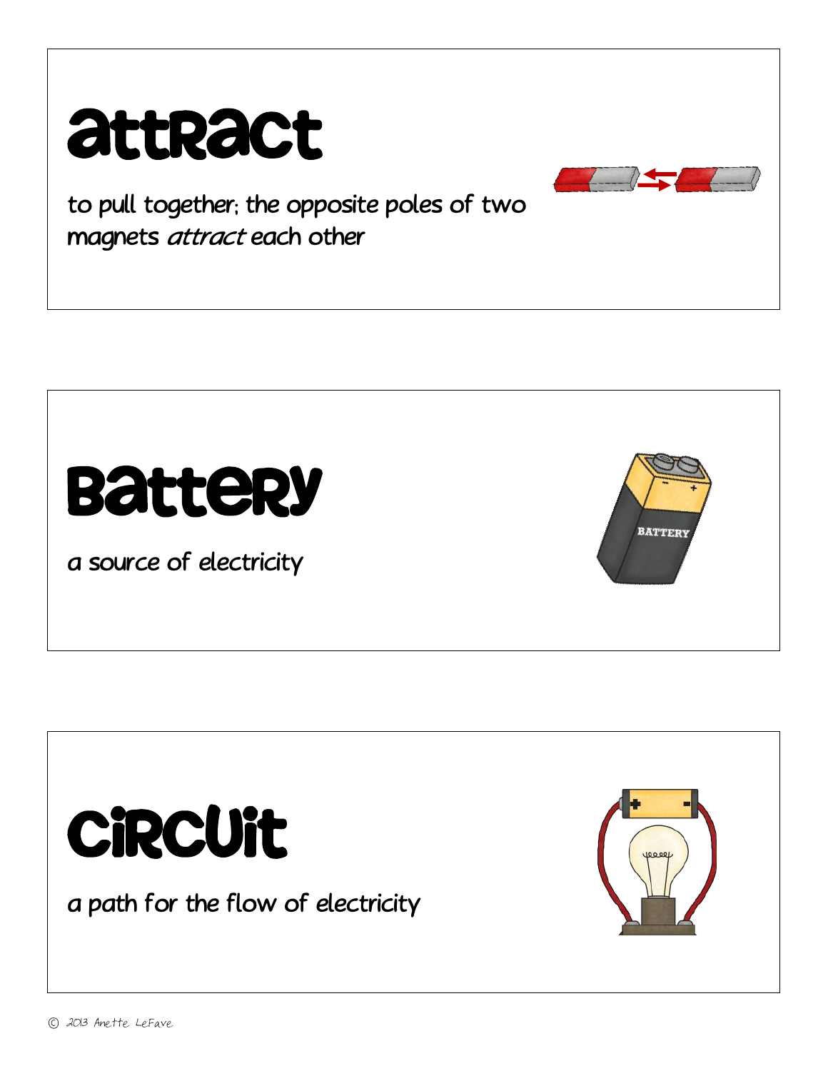# attract

to pull together; the opposite poles of two magnets *attract* each other

# Battery

a source of electricity

# Circuit

a path for the flow of electricity

© 2013 Anette LeFave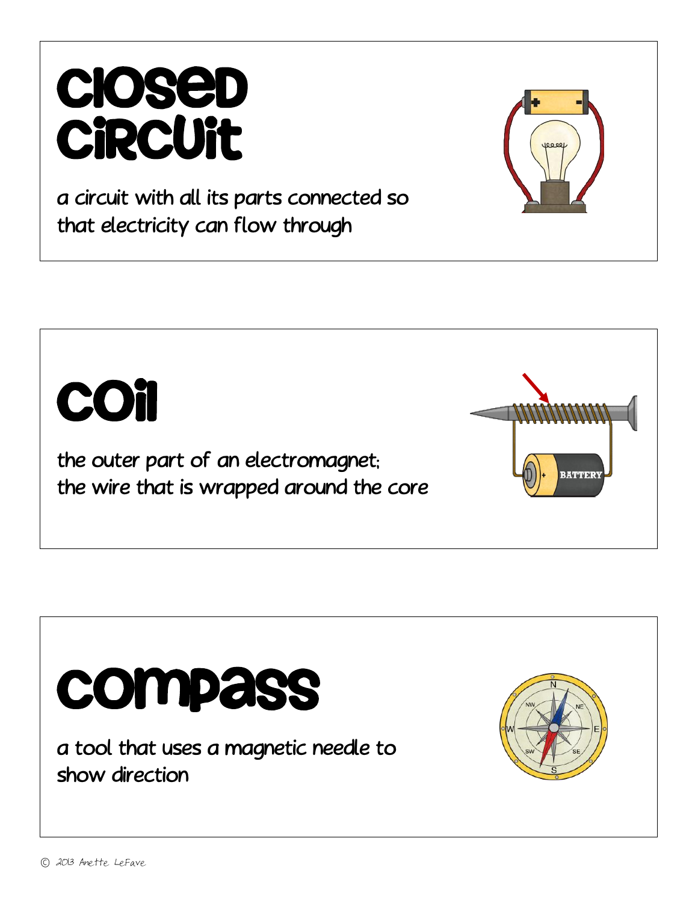# closed circuit

a circuit with all its parts connected so that electricity can flow through

# coil

the outer part of an electromagnet; the wire that is wrapped around the core

# compass

a tool that uses a magnetic needle to show direction

© 2013 Anette LeFave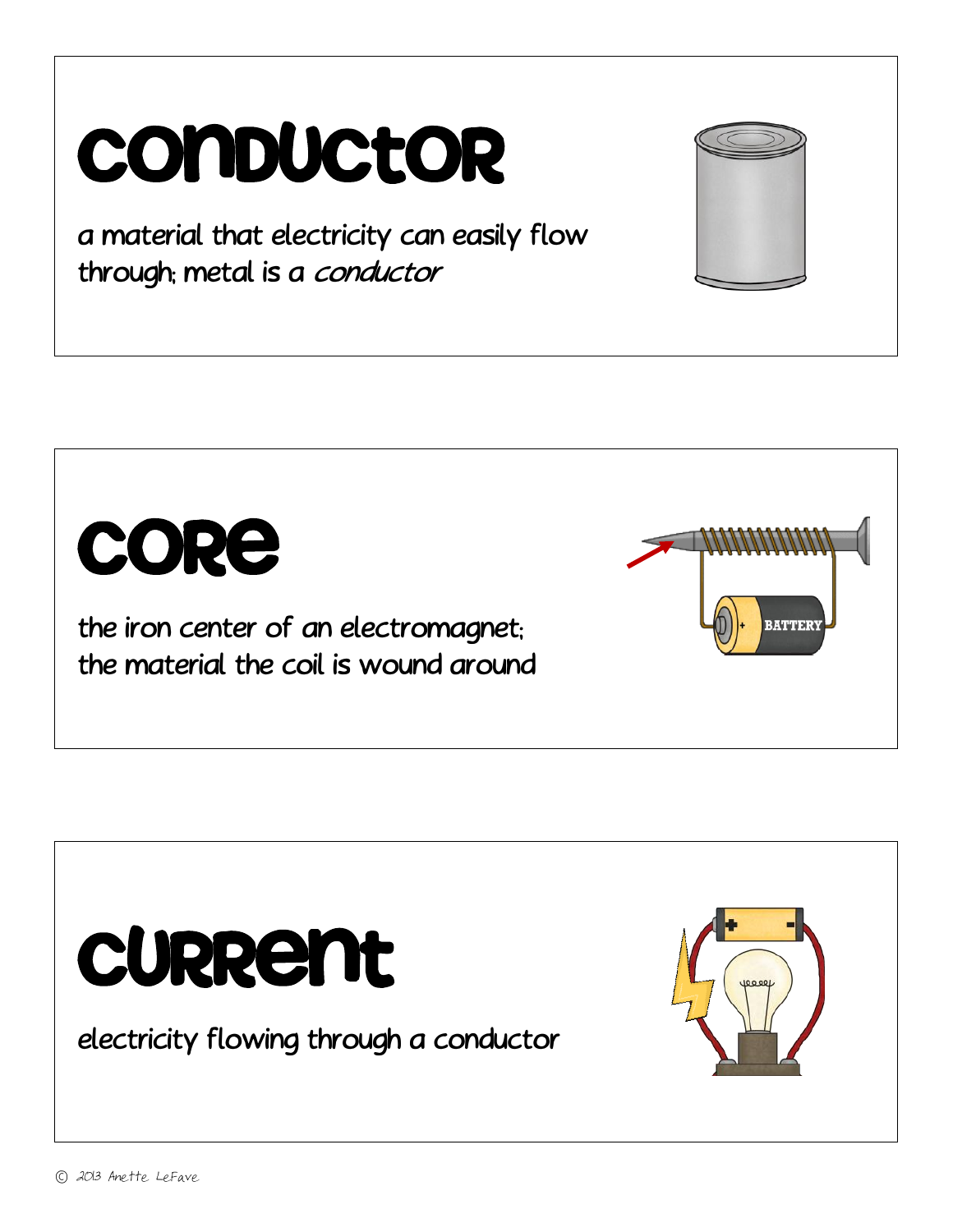# conductor

a material that electricity can easily flow through; metal is a *conductor*

# core

the iron center of an electromagnet; the material the coil is wound around

# current

electricity flowing through a conductor

© 2013 Anette LeFave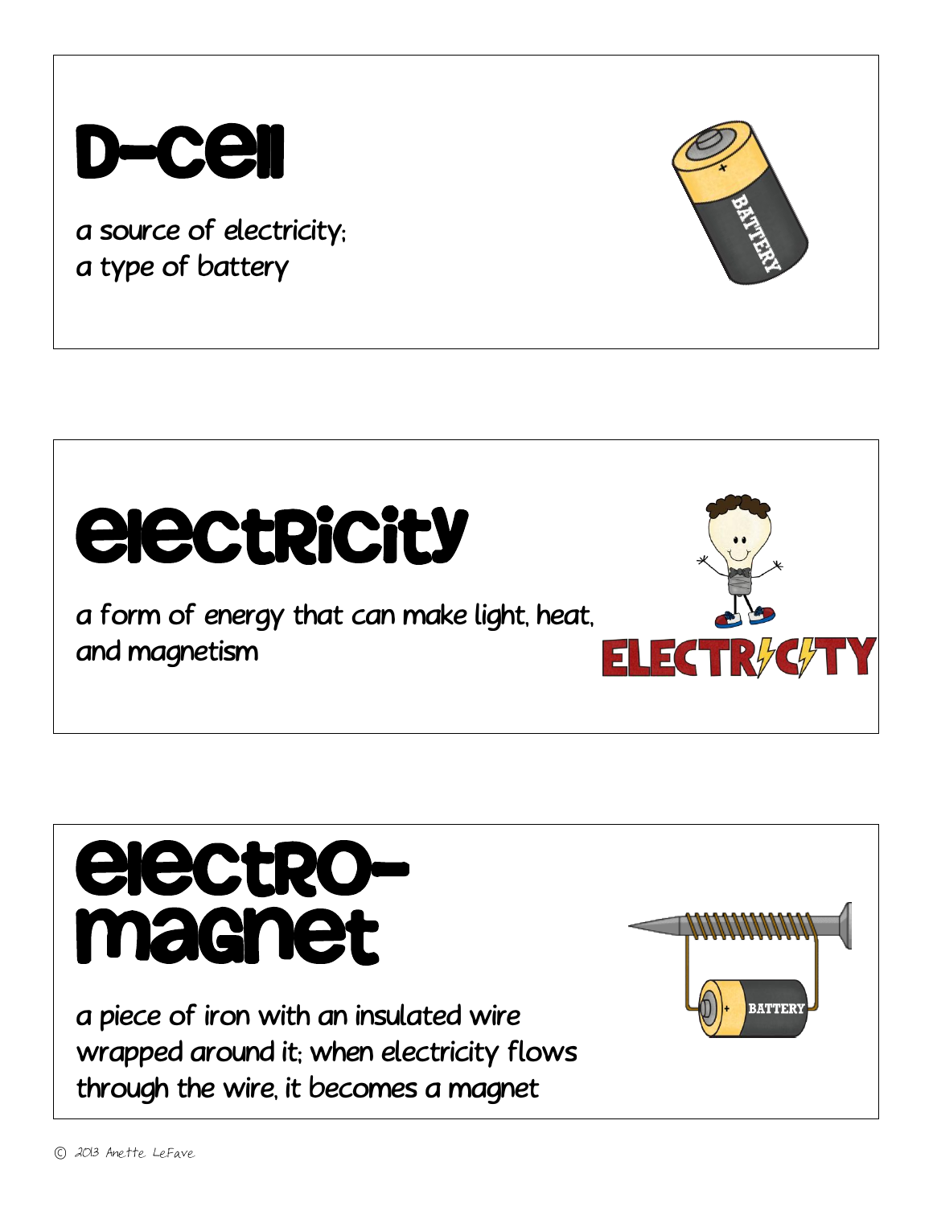# D-cell

a source of electricity;
a type of battery

# electricity

a form of energy that can make light, heat, and magnetism

# electro-magnet

a piece of iron with an insulated wire wrapped around it; when electricity flows through the wire, it becomes a magnet

© 2013 Anette LeFave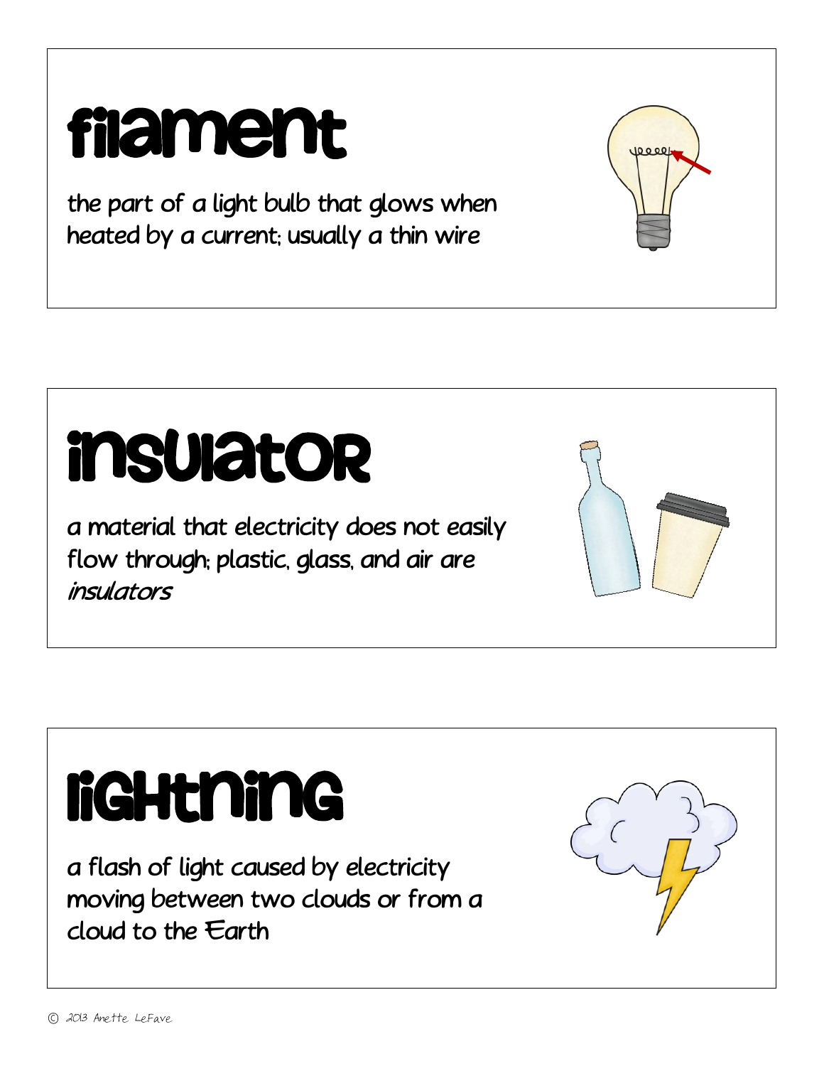# filament

the part of a light bulb that glows when heated by a current; usually a thin wire

# insulator

a material that electricity does not easily flow through; plastic, glass, and air are *insulators*

# lightning

a flash of light caused by electricity moving between two clouds or from a cloud to the Earth

© 2013 Anette LeFave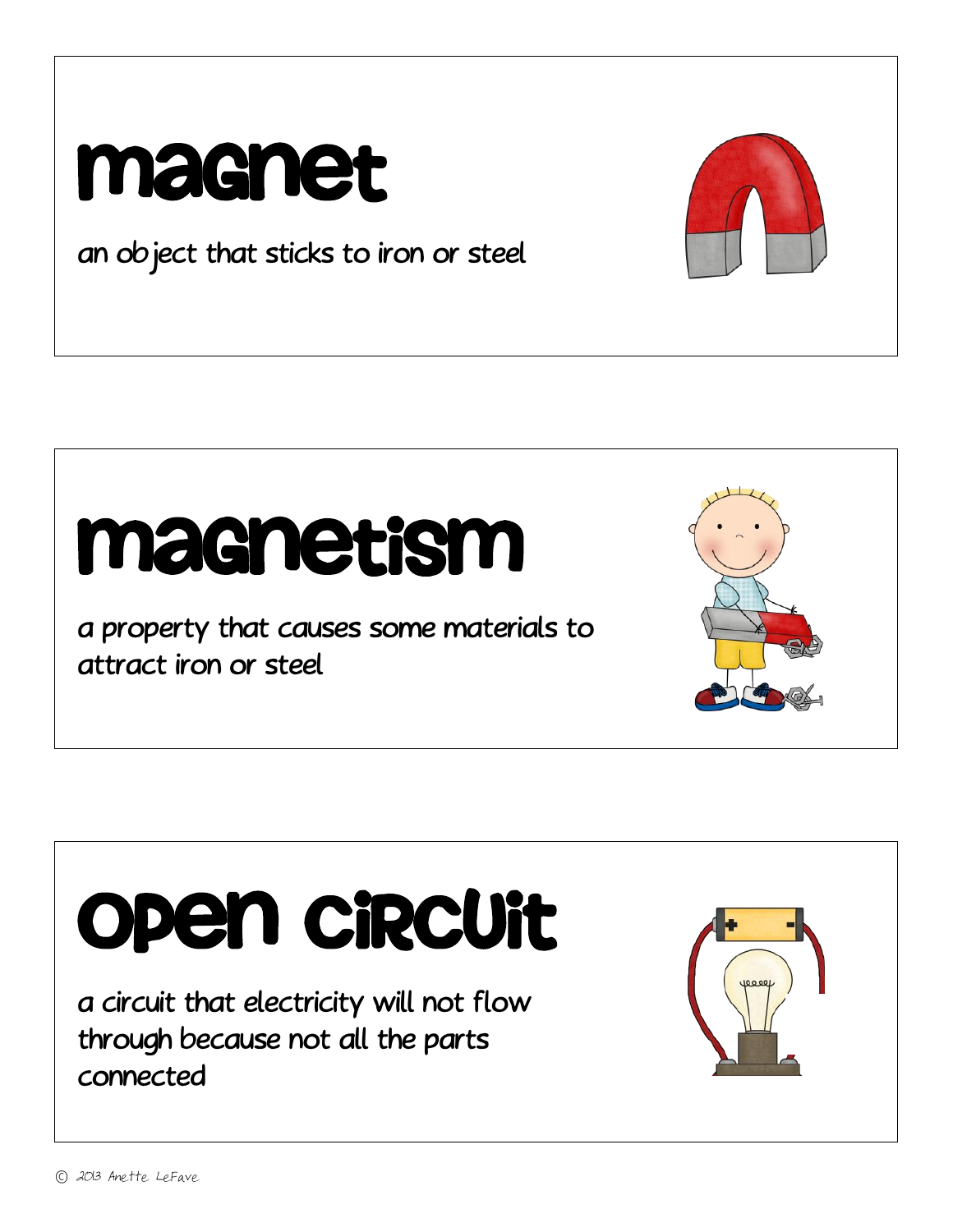# magnet

an object that sticks to iron or steel

# magnetism

a property that causes some materials to attract iron or steel

# open circuit

a circuit that electricity will not flow through because not all the parts connected

© 2013 Anette LeFave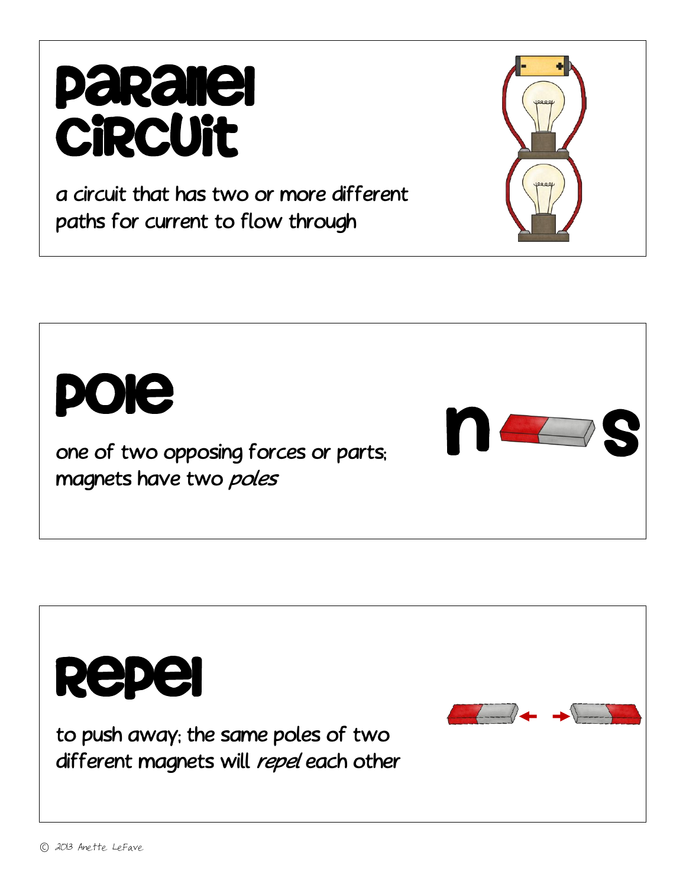# Parallel Circuit

a circuit that has two or more different paths for current to flow through

# Pole

one of two opposing forces or parts; magnets have two *poles*

# Repel

to push away; the same poles of two different magnets will *repel* each other

© 2013 Anette LeFave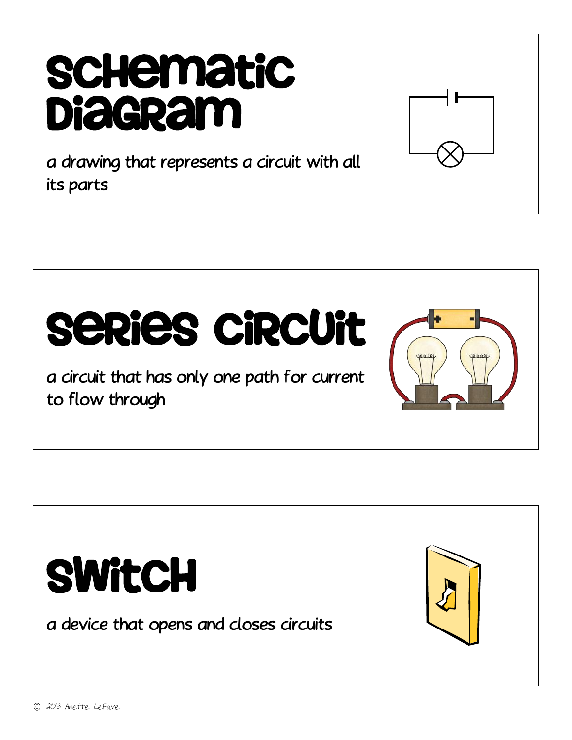# Schematic Diagram

a drawing that represents a circuit with all its parts

# Series Circuit

a circuit that has only one path for current to flow through

# Switch

a device that opens and closes circuits

© 2013 Anette LeFave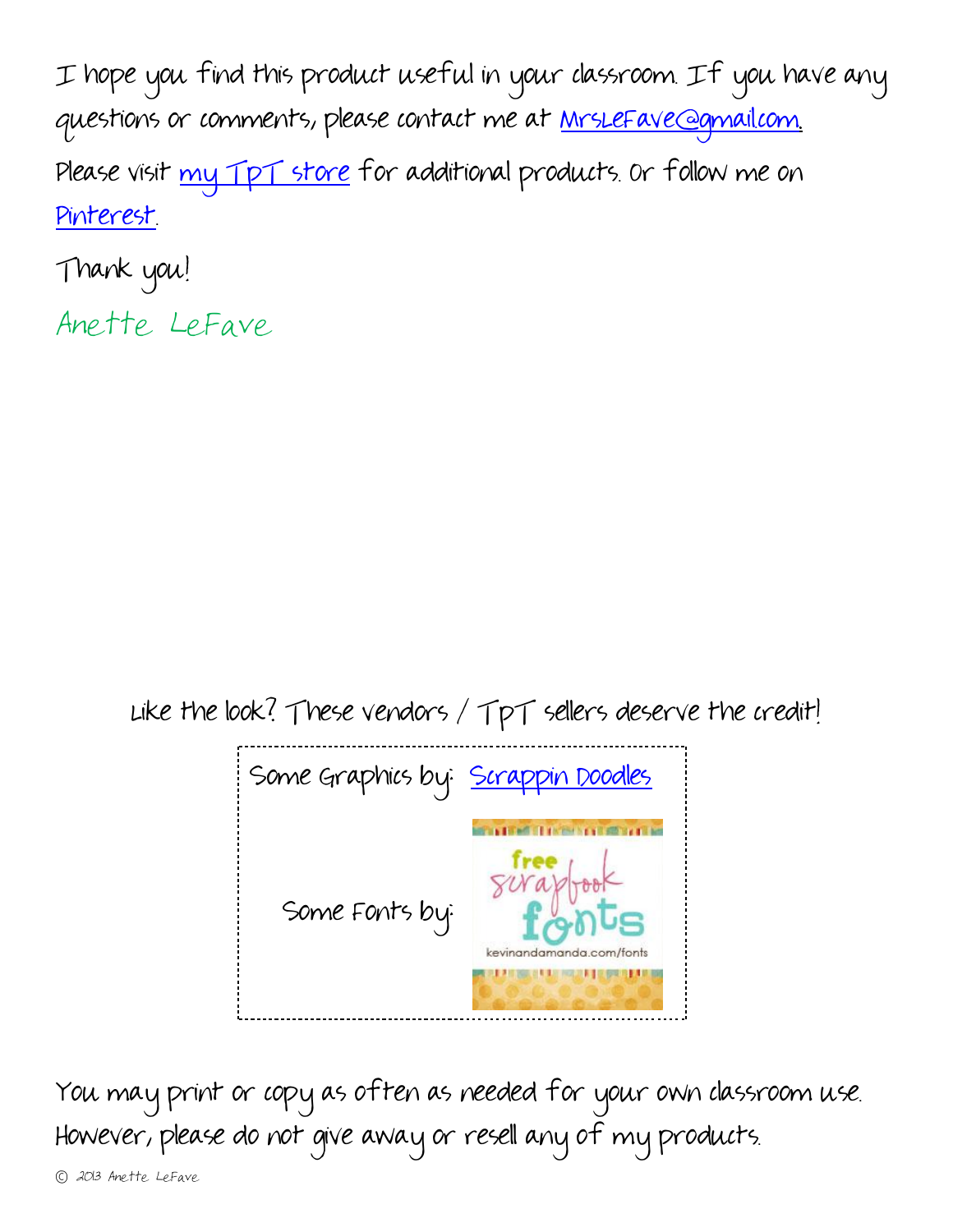I hope you find this product useful in your classroom. If you have any questions or comments, please contact me at MrsLeFave@gmail.com.

Please visit my TpT store for additional products. Or follow me on Pinterest.

Thank you!

Anette LeFave

Like the look? These vendors / TpT sellers deserve the credit!

Some Graphics by: Scrappin Doodles

Some Fonts by: free scrapbook fonts kevinandamanda.com/fonts

You may print or copy as often as needed for your own classroom use. However, please do not give away or resell any of my products.

© 2013 Anette LeFave